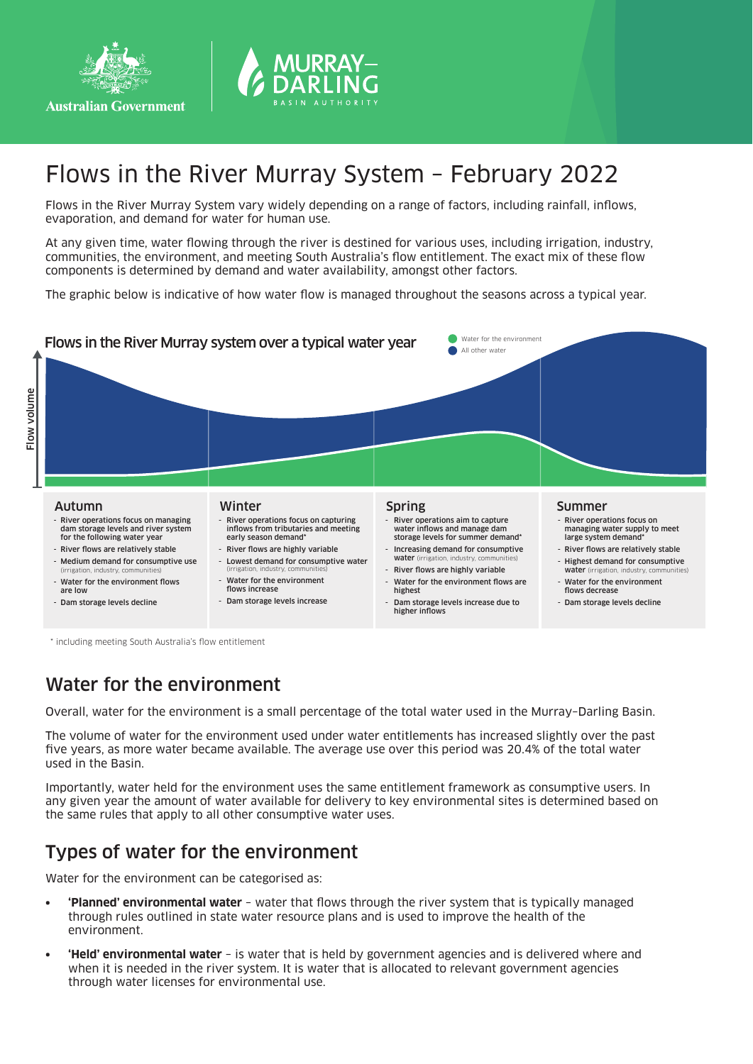# Flows in the River Murray System – February 2022

Flows in the River Murray System vary widely depending on a range of factors, including rainfall, inflows, evaporation, and demand for water for human use.

At any given time, water flowing through the river is destined for various uses, including irrigation, industry, communities, the environment, and meeting South Australia's flow entitlement. The exact mix of these flow components is determined by demand and water availability, amongst other factors.

The graphic below is indicative of how water flow is managed throughout the seasons across a typical year.

**Flows in the River Murray system over a typical water year**

Legend: Water for the environment; All other water

Flow volume

### Autumn

- River operations focus on managing dam storage levels and river system for the following water year
- River flows are relatively stable
- Medium demand for consumptive use (irrigation, industry, communities)
- Water for the environment flows are low
- Dam storage levels decline

### Winter

- River operations focus on capturing inflows from tributaries and meeting early season demand*
- River flows are highly variable
- Lowest demand for consumptive water (irrigation, industry, communities)
- Water for the environment flows increase
- Dam storage levels increase

### Spring

- River operations aim to capture water inflows and manage dam storage levels for summer demand*
- Increasing demand for consumptive water (irrigation, industry, communities)
- River flows are highly variable
- Water for the environment flows are highest
- Dam storage levels increase due to higher inflows

### Summer

- River operations focus on managing water supply to meet large system demand*
- River flows are relatively stable
- Highest demand for consumptive water (irrigation, industry, communities)
- Water for the environment flows decrease
- Dam storage levels decline

\* including meeting South Australia's flow entitlement

## Water for the environment

Overall, water for the environment is a small percentage of the total water used in the Murray–Darling Basin.

The volume of water for the environment used under water entitlements has increased slightly over the past five years, as more water became available. The average use over this period was 20.4% of the total water used in the Basin.

Importantly, water held for the environment uses the same entitlement framework as consumptive users. In any given year the amount of water available for delivery to key environmental sites is determined based on the same rules that apply to all other consumptive water uses.

## Types of water for the environment

Water for the environment can be categorised as:

- **'Planned' environmental water** – water that flows through the river system that is typically managed through rules outlined in state water resource plans and is used to improve the health of the environment.
- **'Held' environmental water** – is water that is held by government agencies and is delivered where and when it is needed in the river system. It is water that is allocated to relevant government agencies through water licenses for environmental use.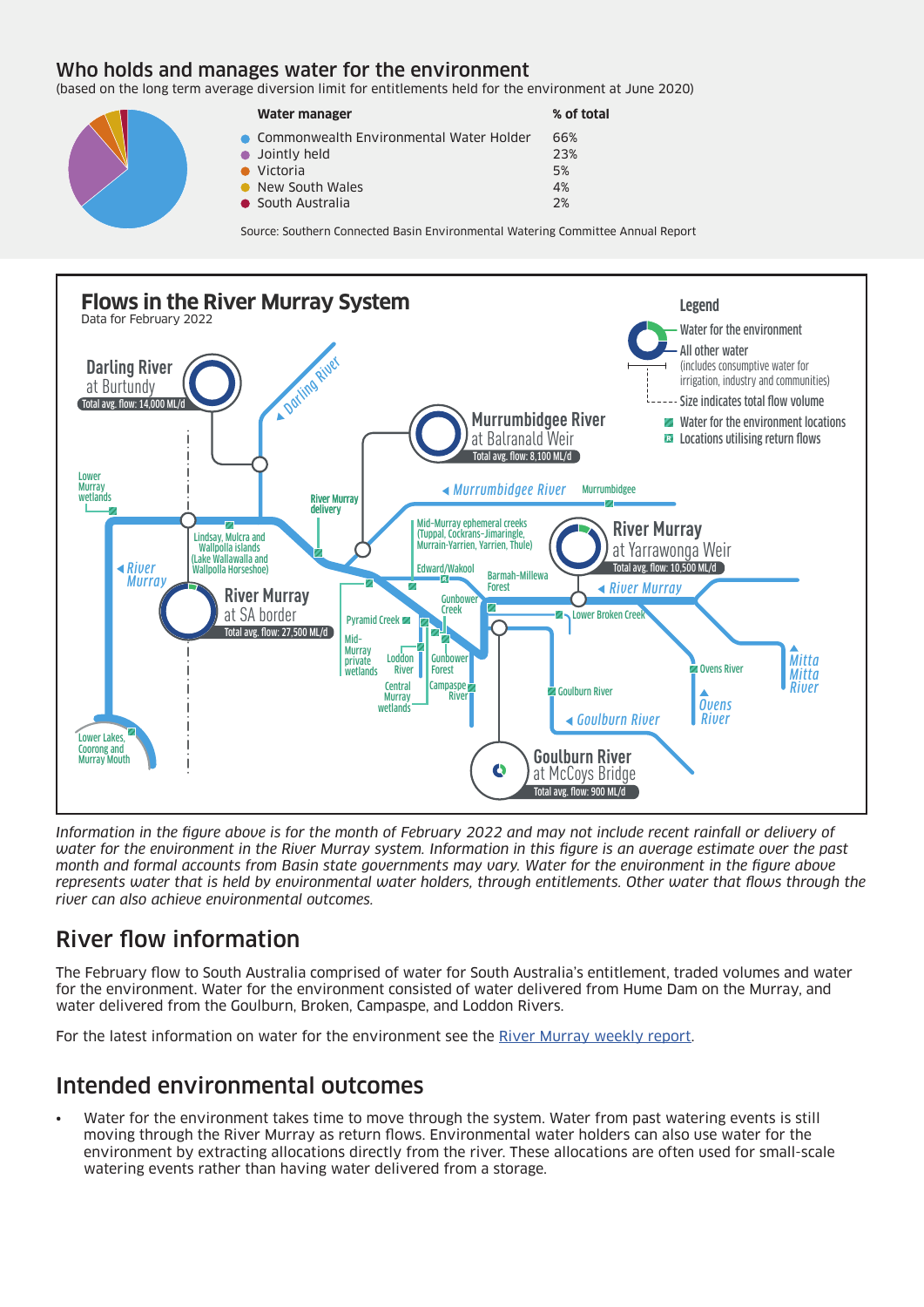## Who holds and manages water for the environment

(based on the long term average diversion limit for entitlements held for the environment at June 2020)

| Water manager | % of total |
| --- | --- |
| Commonwealth Environmental Water Holder | 66% |
| Jointly held | 23% |
| Victoria | 5% |
| New South Wales | 4% |
| South Australia | 2% |

Source: Southern Connected Basin Environmental Watering Committee Annual Report

## Flows in the River Murray System

Data for February 2022

Legend
- Water for the environment
- All other water (includes consumptive water for irrigation, industry and communities)
- Size indicates total flow volume
- Water for the environment locations
- Locations utilising return flows

Darling River at Burtundy — Total avg. flow: 14,000 ML/d

Murrumbidgee River at Balranald Weir — Total avg. flow: 8,100 ML/d

River Murray at Yarrawonga Weir — Total avg. flow: 10,500 ML/d

River Murray at SA border — Total avg. flow: 27,500 ML/d

Goulburn River at McCoys Bridge — Total avg. flow: 900 ML/d

Darling River; Lower Murray wetlands; River Murray delivery; Murrumbidgee River; Murrumbidgee; Mid-Murray ephemeral creeks (Tuppal, Cockrans-Jimaringle, Murrain-Yarrien, Yarrien, Thule); Lindsay, Mulcra and Wallpolla islands (Lake Wallawalla and Wallpolla Horseshoe); River Murray; Edward/Wakool; Barmah-Millewa Forest; Gunbower Creek; Pyramid Creek; Lower Broken Creek; Mid-Murray private wetlands; Loddon River; Gunbower Forest; Central Murray wetlands; Campaspe River; Goulburn River; Ovens River; Mitta Mitta River; Lower Lakes, Coorong and Murray Mouth

*Information in the figure above is for the month of February 2022 and may not include recent rainfall or delivery of water for the environment in the River Murray system. Information in this figure is an average estimate over the past month and formal accounts from Basin state governments may vary. Water for the environment in the figure above represents water that is held by environmental water holders, through entitlements. Other water that flows through the river can also achieve environmental outcomes.*

## River flow information

The February flow to South Australia comprised of water for South Australia's entitlement, traded volumes and water for the environment. Water for the environment consisted of water delivered from Hume Dam on the Murray, and water delivered from the Goulburn, Broken, Campaspe, and Loddon Rivers.

For the latest information on water for the environment see the River Murray weekly report.

## Intended environmental outcomes

- Water for the environment takes time to move through the system. Water from past watering events is still moving through the River Murray as return flows. Environmental water holders can also use water for the environment by extracting allocations directly from the river. These allocations are often used for small-scale watering events rather than having water delivered from a storage.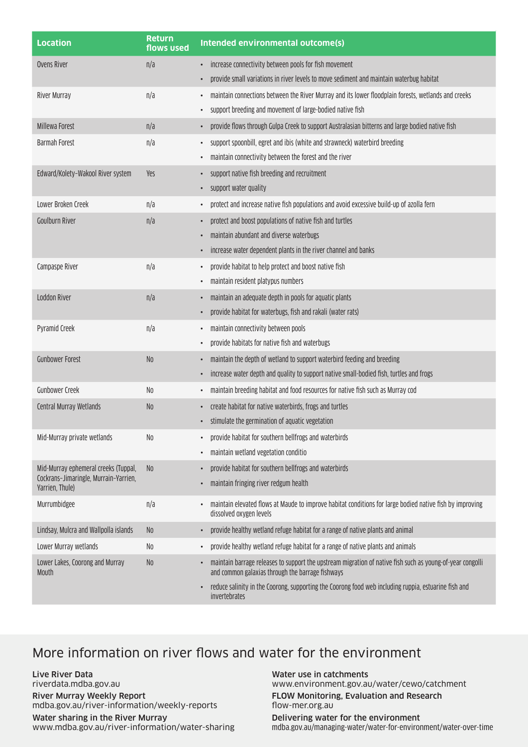| Location | Return flows used | Intended environmental outcome(s) |
| --- | --- | --- |
| Ovens River | n/a | • increase connectivity between pools for fish movement<br>• provide small variations in river levels to move sediment and maintain waterbug habitat |
| River Murray | n/a | • maintain connections between the River Murray and its lower floodplain forests, wetlands and creeks<br>• support breeding and movement of large-bodied native fish |
| Millewa Forest | n/a | • provide flows through Gulpa Creek to support Australasian bitterns and large bodied native fish |
| Barmah Forest | n/a | • support spoonbill, egret and ibis (white and strawneck) waterbird breeding<br>• maintain connectivity between the forest and the river |
| Edward/Kolety-Wakool River system | Yes | • support native fish breeding and recruitment<br>• support water quality |
| Lower Broken Creek | n/a | • protect and increase native fish populations and avoid excessive build-up of azolla fern |
| Goulburn River | n/a | • protect and boost populations of native fish and turtles<br>• maintain abundant and diverse waterbugs<br>• increase water dependent plants in the river channel and banks |
| Campaspe River | n/a | • provide habitat to help protect and boost native fish<br>• maintain resident platypus numbers |
| Loddon River | n/a | • maintain an adequate depth in pools for aquatic plants<br>• provide habitat for waterbugs, fish and rakali (water rats) |
| Pyramid Creek | n/a | • maintain connectivity between pools<br>• provide habitats for native fish and waterbugs |
| Gunbower Forest | No | • maintain the depth of wetland to support waterbird feeding and breeding<br>• increase water depth and quality to support native small-bodied fish, turtles and frogs |
| Gunbower Creek | No | • maintain breeding habitat and food resources for native fish such as Murray cod |
| Central Murray Wetlands | No | • create habitat for native waterbirds, frogs and turtles<br>• stimulate the germination of aquatic vegetation |
| Mid-Murray private wetlands | No | • provide habitat for southern bellfrogs and waterbirds<br>• maintain wetland vegetation conditio |
| Mid-Murray ephemeral creeks (Tuppal, Cockrans-Jimaringle, Murrain-Yarrien, Yarrien, Thule) | No | • provide habitat for southern bellfrogs and waterbirds<br>• maintain fringing river redgum health |
| Murrumbidgee | n/a | • maintain elevated flows at Maude to improve habitat conditions for large bodied native fish by improving dissolved oxygen levels |
| Lindsay, Mulcra and Wallpolla islands | No | • provide healthy wetland refuge habitat for a range of native plants and animal |
| Lower Murray wetlands | No | • provide healthy wetland refuge habitat for a range of native plants and animals |
| Lower Lakes, Coorong and Murray Mouth | No | • maintain barrage releases to support the upstream migration of native fish such as young-of-year congolli and common galaxias through the barrage fishways<br>• reduce salinity in the Coorong, supporting the Coorong food web including ruppia, estuarine fish and invertebrates |

## More information on river flows and water for the environment

**Live River Data**
riverdata.mdba.gov.au

**River Murray Weekly Report**
mdba.gov.au/river-information/weekly-reports

**Water sharing in the River Murray**
www.mdba.gov.au/river-information/water-sharing

**Water use in catchments**
www.environment.gov.au/water/cewo/catchment

**FLOW Monitoring, Evaluation and Research**
flow-mer.org.au

**Delivering water for the environment**
mdba.gov.au/managing-water/water-for-environment/water-over-time